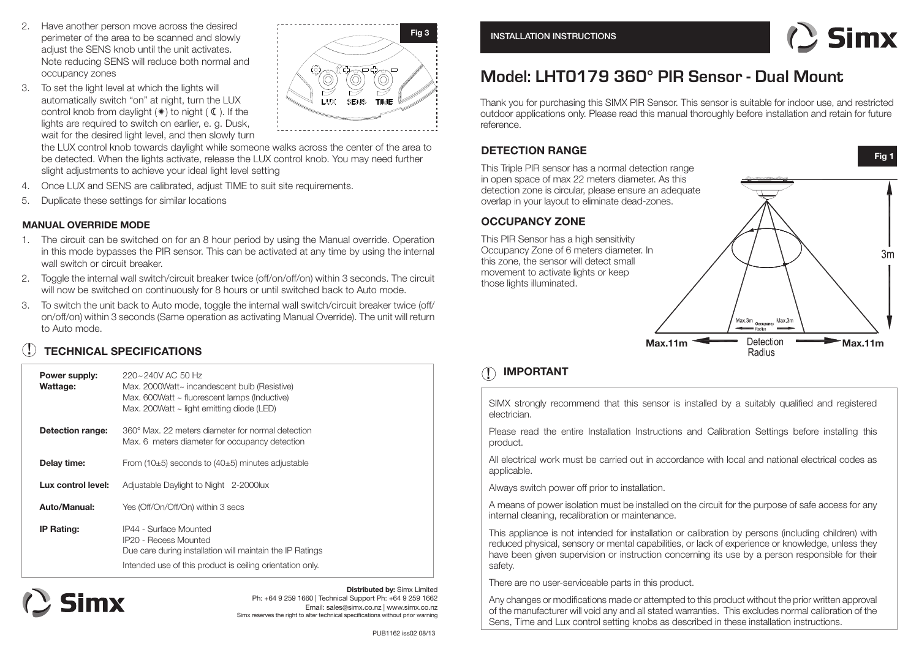# Model: LHT0179 360° PIR Sensor - Dual Mount

INSTALLATION INSTRUCTIONS

Thank you for purchasing this SIMX PIR Sensor. This sensor is suitable for indoor use, and restricted outdoor applications only. Please read this manual thoroughly before installation and retain for future reference.

## DETECTION RANGE

This Triple PIR sensor has a normal detection range in open space of max 22 meters diameter. As this detection zone is circular, please ensure an adequate overlap in your layout to eliminate dead-zones.

## OCCUPANCY ZONE

This PIR Sensor has a high sensitivity Occupancy Zone of 6 meters diameter. In this zone, the sensor will detect small movement to activate lights or keep those lights illuminated.

Fig 1

3m

Max.3m Occupancy Radius Max.3m

Max.11m Detection Radius Max.11m

## IMPORTANT

SIMX strongly recommend that this sensor is installed by a suitably qualified and registered electrician.

Please read the entire Installation Instructions and Calibration Settings before installing this product.

All electrical work must be carried out in accordance with local and national electrical codes as applicable.

Always switch power off prior to installation.

A means of power isolation must be installed on the circuit for the purpose of safe access for any internal cleaning, recalibration or maintenance.

This appliance is not intended for installation or calibration by persons (including children) with reduced physical, sensory or mental capabilities, or lack of experience or knowledge, unless they have been given supervision or instruction concerning its use by a person responsible for their safety.

There are no user-serviceable parts in this product.

Any changes or modifications made or attempted to this product without the prior written approval of the manufacturer will void any and all stated warranties. This excludes normal calibration of the Sens, Time and Lux control setting knobs as described in these installation instructions.

2. Have another person move across the desired perimeter of the area to be scanned and slowly adjust the SENS knob until the unit activates. Note reducing SENS will reduce both normal and occupancy zones
3. To set the light level at which the lights will automatically switch "on" at night, turn the LUX control knob from daylight (☀) to night (☾). If the lights are required to switch on earlier, e. g. Dusk, wait for the desired light level, and then slowly turn the LUX control knob towards daylight while someone walks across the center of the area to be detected. When the lights activate, release the LUX control knob. You may need further slight adjustments to achieve your ideal light level setting
4. Once LUX and SENS are calibrated, adjust TIME to suit site requirements.
5. Duplicate these settings for similar locations

Fig 3

LUX SENS TIME

### MANUAL OVERRIDE MODE

1. The circuit can be switched on for an 8 hour period by using the Manual override. Operation in this mode bypasses the PIR sensor. This can be activated at any time by using the internal wall switch or circuit breaker.
2. Toggle the internal wall switch/circuit breaker twice (off/on/off/on) within 3 seconds. The circuit will now be switched on continuously for 8 hours or until switched back to Auto mode.
3. To switch the unit back to Auto mode, toggle the internal wall switch/circuit breaker twice (off/on/off/on) within 3 seconds (Same operation as activating Manual Override). The unit will return to Auto mode.

## TECHNICAL SPECIFICATIONS

| | |
|---|---|
| **Power supply:** | 220~240V AC 50 Hz |
| **Wattage:** | Max. 2000Watt~ incandescent bulb (Resistive)<br>Max. 600Watt ~ fluorescent lamps (Inductive)<br>Max. 200Watt ~ light emitting diode (LED) |
| **Detection range:** | 360° Max. 22 meters diameter for normal detection<br>Max. 6 meters diameter for occupancy detection |
| **Delay time:** | From (10±5) seconds to (40±5) minutes adjustable |
| **Lux control level:** | Adjustable Daylight to Night 2-2000lux |
| **Auto/Manual:** | Yes (Off/On/Off/On) within 3 secs |
| **IP Rating:** | IP44 - Surface Mounted<br>IP20 - Recess Mounted<br>Due care during installation will maintain the IP Ratings<br>Intended use of this product is ceiling orientation only. |

**Distributed by:** Simx Limited
Ph: +64 9 259 1660 | Technical Support Ph: +64 9 259 1662
Email: sales@simx.co.nz | www.simx.co.nz
Simx reserves the right to alter technical specifications without prior warning

PUB1162 iss02 08/13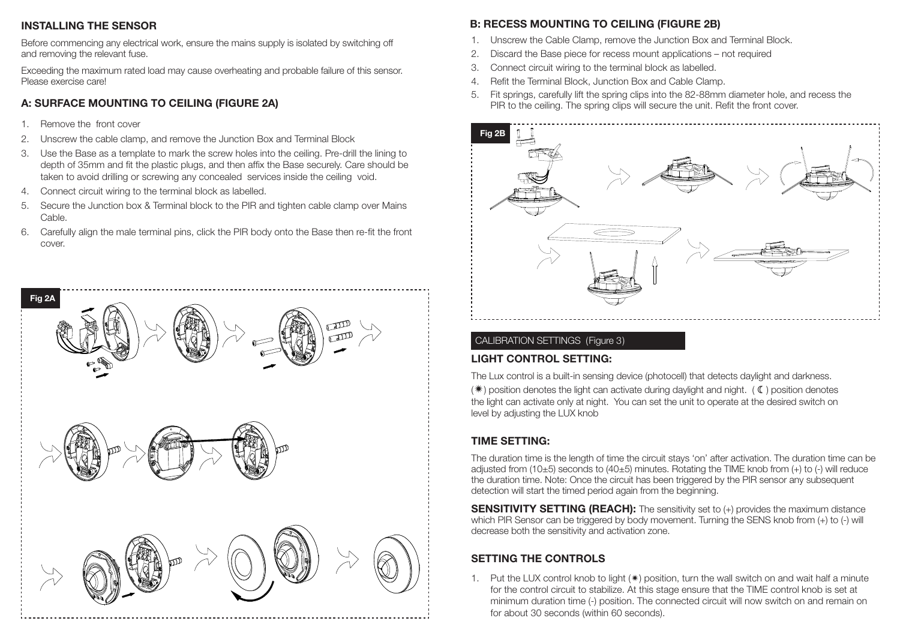## INSTALLING THE SENSOR

Before commencing any electrical work, ensure the mains supply is isolated by switching off and removing the relevant fuse.

Exceeding the maximum rated load may cause overheating and probable failure of this sensor. Please exercise care!

### A: SURFACE MOUNTING TO CEILING (FIGURE 2A)

1. Remove the front cover
2. Unscrew the cable clamp, and remove the Junction Box and Terminal Block
3. Use the Base as a template to mark the screw holes into the ceiling. Pre-drill the lining to depth of 35mm and fit the plastic plugs, and then affix the Base securely. Care should be taken to avoid drilling or screwing any concealed services inside the ceiling void.
4. Connect circuit wiring to the terminal block as labelled.
5. Secure the Junction box & Terminal block to the PIR and tighten cable clamp over Mains Cable.
6. Carefully align the male terminal pins, click the PIR body onto the Base then re-fit the front cover.

Fig 2A

### B: RECESS MOUNTING TO CEILING (FIGURE 2B)

1. Unscrew the Cable Clamp, remove the Junction Box and Terminal Block.
2. Discard the Base piece for recess mount applications – not required
3. Connect circuit wiring to the terminal block as labelled.
4. Refit the Terminal Block, Junction Box and Cable Clamp.
5. Fit springs, carefully lift the spring clips into the 82-88mm diameter hole, and recess the PIR to the ceiling. The spring clips will secure the unit. Refit the front cover.

Fig 2B

CALIBRATION SETTINGS (Figure 3)

### LIGHT CONTROL SETTING:

The Lux control is a built-in sensing device (photocell) that detects daylight and darkness.

(☀) position denotes the light can activate during daylight and night. (☾) position denotes the light can activate only at night. You can set the unit to operate at the desired switch on level by adjusting the LUX knob

### TIME SETTING:

The duration time is the length of time the circuit stays 'on' after activation. The duration time can be adjusted from (10±5) seconds to (40±5) minutes. Rotating the TIME knob from (+) to (-) will reduce the duration time. Note: Once the circuit has been triggered by the PIR sensor any subsequent detection will start the timed period again from the beginning.

**SENSITIVITY SETTING (REACH):** The sensitivity set to (+) provides the maximum distance which PIR Sensor can be triggered by body movement. Turning the SENS knob from (+) to (-) will decrease both the sensitivity and activation zone.

### SETTING THE CONTROLS

1. Put the LUX control knob to light (☀) position, turn the wall switch on and wait half a minute for the control circuit to stabilize. At this stage ensure that the TIME control knob is set at minimum duration time (-) position. The connected circuit will now switch on and remain on for about 30 seconds (within 60 seconds).